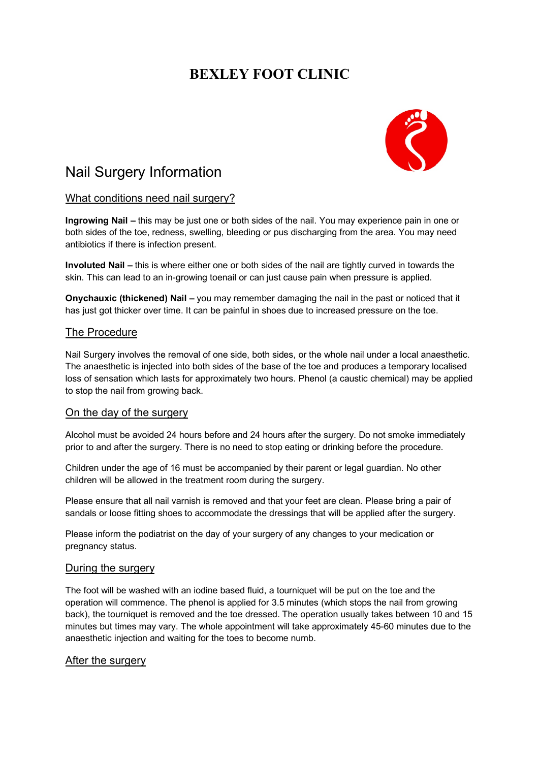# BEXLEY FOOT CLINIC

## Nail Surgery Information

### What conditions need nail surgery?

**Ingrowing Nail –** this may be just one or both sides of the nail. You may experience pain in one or both sides of the toe, redness, swelling, bleeding or pus discharging from the area. You may need antibiotics if there is infection present.

**Involuted Nail –** this is where either one or both sides of the nail are tightly curved in towards the skin. This can lead to an in-growing toenail or can just cause pain when pressure is applied.

**Onychauxic (thickened) Nail –** you may remember damaging the nail in the past or noticed that it has just got thicker over time. It can be painful in shoes due to increased pressure on the toe.

### The Procedure

Nail Surgery involves the removal of one side, both sides, or the whole nail under a local anaesthetic. The anaesthetic is injected into both sides of the base of the toe and produces a temporary localised loss of sensation which lasts for approximately two hours. Phenol (a caustic chemical) may be applied to stop the nail from growing back.

### On the day of the surgery

Alcohol must be avoided 24 hours before and 24 hours after the surgery. Do not smoke immediately prior to and after the surgery. There is no need to stop eating or drinking before the procedure.

Children under the age of 16 must be accompanied by their parent or legal guardian. No other children will be allowed in the treatment room during the surgery.

Please ensure that all nail varnish is removed and that your feet are clean. Please bring a pair of sandals or loose fitting shoes to accommodate the dressings that will be applied after the surgery.

Please inform the podiatrist on the day of your surgery of any changes to your medication or pregnancy status.

### During the surgery

The foot will be washed with an iodine based fluid, a tourniquet will be put on the toe and the operation will commence. The phenol is applied for 3.5 minutes (which stops the nail from growing back), the tourniquet is removed and the toe dressed. The operation usually takes between 10 and 15 minutes but times may vary. The whole appointment will take approximately 45-60 minutes due to the anaesthetic injection and waiting for the toes to become numb.

### After the surgery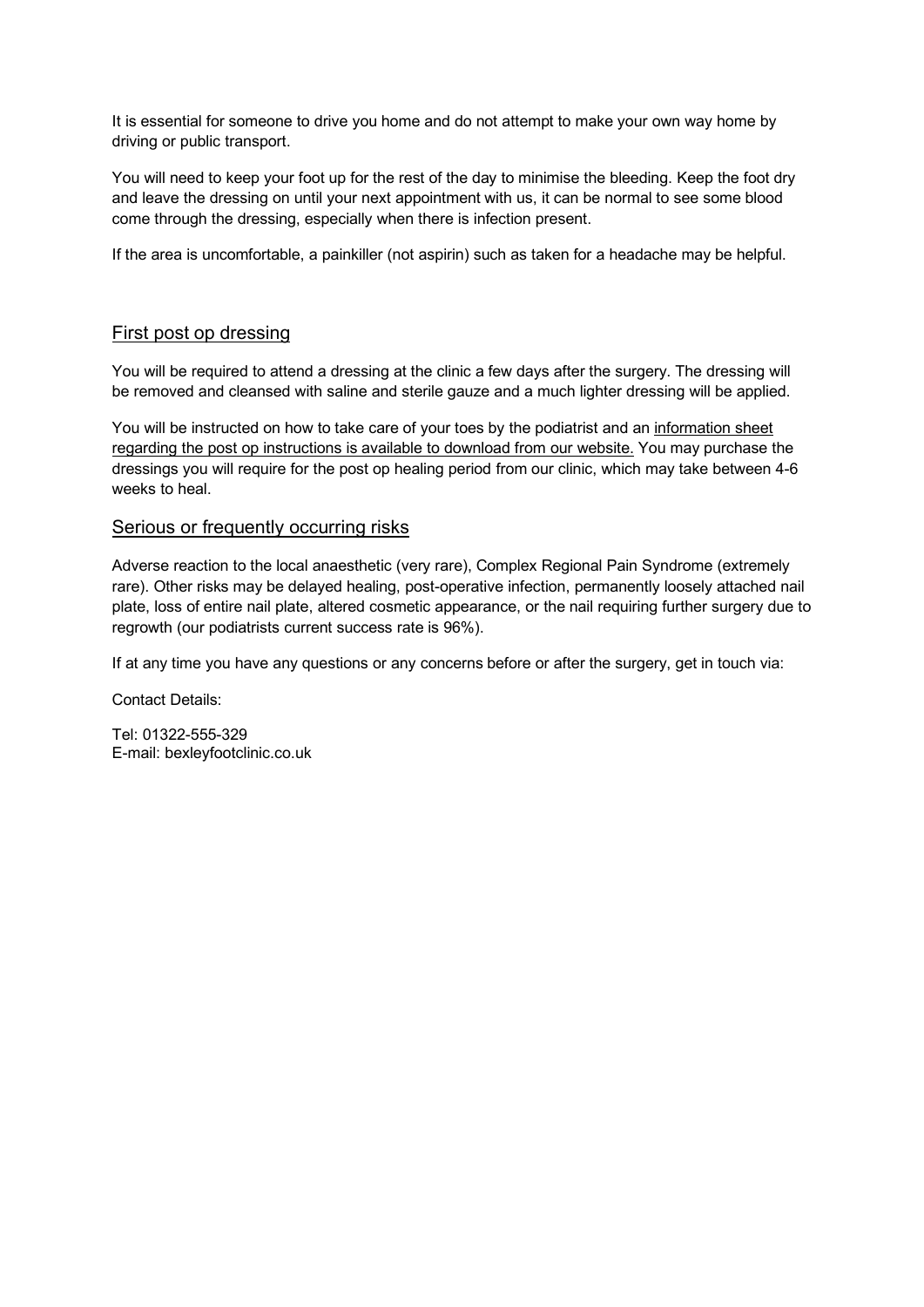It is essential for someone to drive you home and do not attempt to make your own way home by driving or public transport.

You will need to keep your foot up for the rest of the day to minimise the bleeding. Keep the foot dry and leave the dressing on until your next appointment with us, it can be normal to see some blood come through the dressing, especially when there is infection present.

If the area is uncomfortable, a painkiller (not aspirin) such as taken for a headache may be helpful.

## First post op dressing

You will be required to attend a dressing at the clinic a few days after the surgery. The dressing will be removed and cleansed with saline and sterile gauze and a much lighter dressing will be applied.

You will be instructed on how to take care of your toes by the podiatrist and an information sheet regarding the post op instructions is available to download from our website. You may purchase the dressings you will require for the post op healing period from our clinic, which may take between 4-6 weeks to heal.

## Serious or frequently occurring risks

Adverse reaction to the local anaesthetic (very rare), Complex Regional Pain Syndrome (extremely rare). Other risks may be delayed healing, post-operative infection, permanently loosely attached nail plate, loss of entire nail plate, altered cosmetic appearance, or the nail requiring further surgery due to regrowth (our podiatrists current success rate is 96%).

If at any time you have any questions or any concerns before or after the surgery, get in touch via:

Contact Details:

Tel: 01322-555-329
E-mail: bexleyfootclinic.co.uk